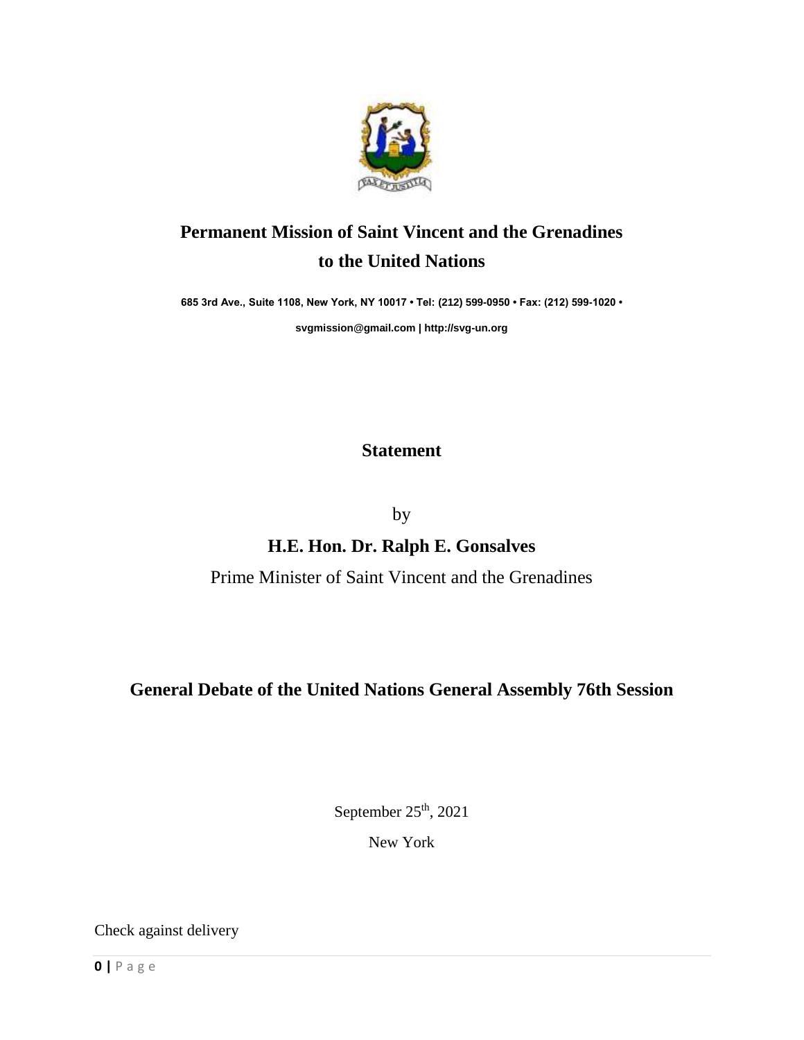# Permanent Mission of Saint Vincent and the Grenadines to the United Nations

**685 3rd Ave., Suite 1108, New York, NY 10017 • Tel: (212) 599-0950 • Fax: (212) 599-1020 •**

**svgmission@gmail.com | http://svg-un.org**

## Statement

by

**H.E. Hon. Dr. Ralph E. Gonsalves**

Prime Minister of Saint Vincent and the Grenadines

## General Debate of the United Nations General Assembly 76th Session

September 25th, 2021

New York

Check against delivery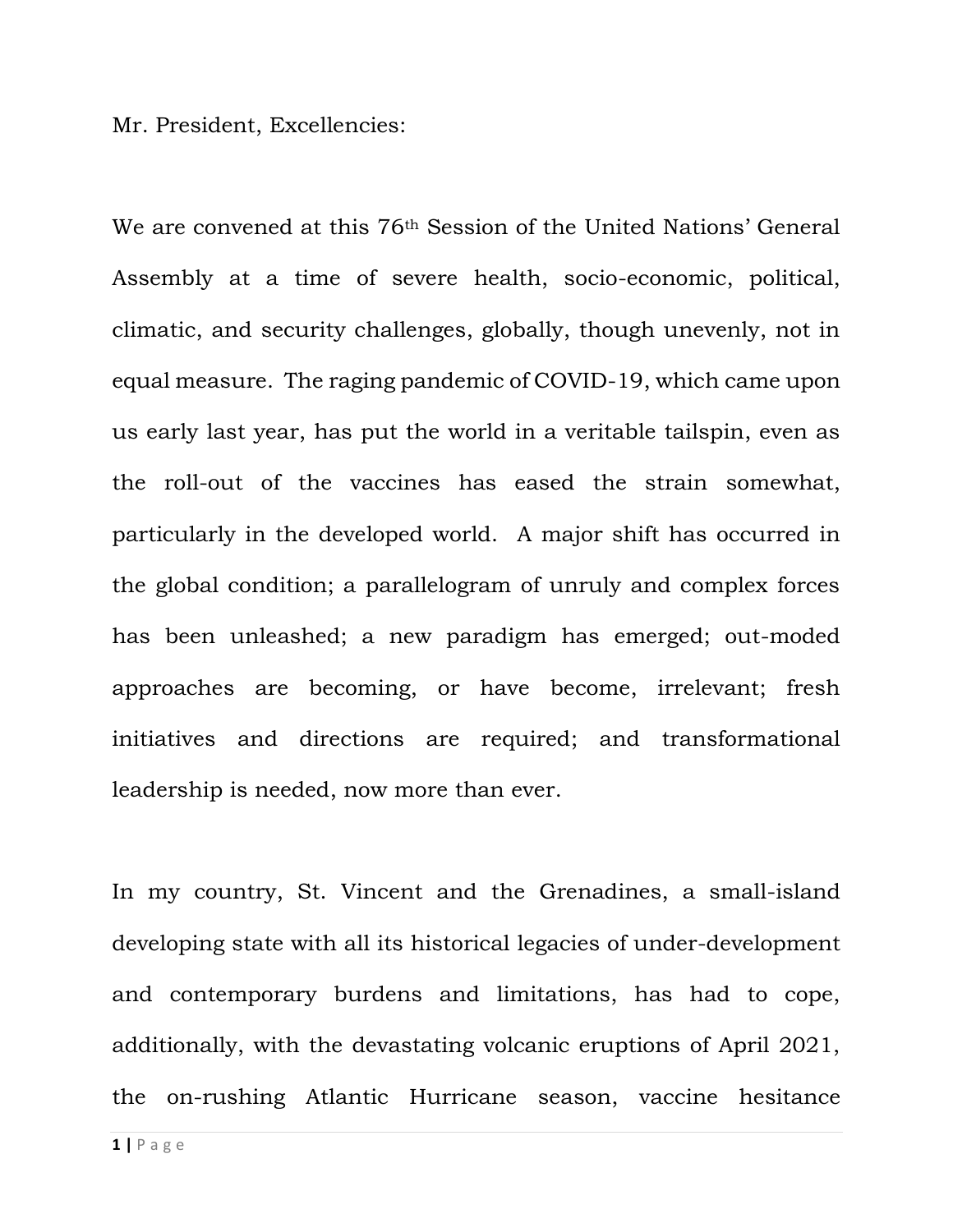Mr. President, Excellencies:

We are convened at this 76th Session of the United Nations' General Assembly at a time of severe health, socio-economic, political, climatic, and security challenges, globally, though unevenly, not in equal measure. The raging pandemic of COVID-19, which came upon us early last year, has put the world in a veritable tailspin, even as the roll-out of the vaccines has eased the strain somewhat, particularly in the developed world. A major shift has occurred in the global condition; a parallelogram of unruly and complex forces has been unleashed; a new paradigm has emerged; out-moded approaches are becoming, or have become, irrelevant; fresh initiatives and directions are required; and transformational leadership is needed, now more than ever.

In my country, St. Vincent and the Grenadines, a small-island developing state with all its historical legacies of under-development and contemporary burdens and limitations, has had to cope, additionally, with the devastating volcanic eruptions of April 2021, the on-rushing Atlantic Hurricane season, vaccine hesitance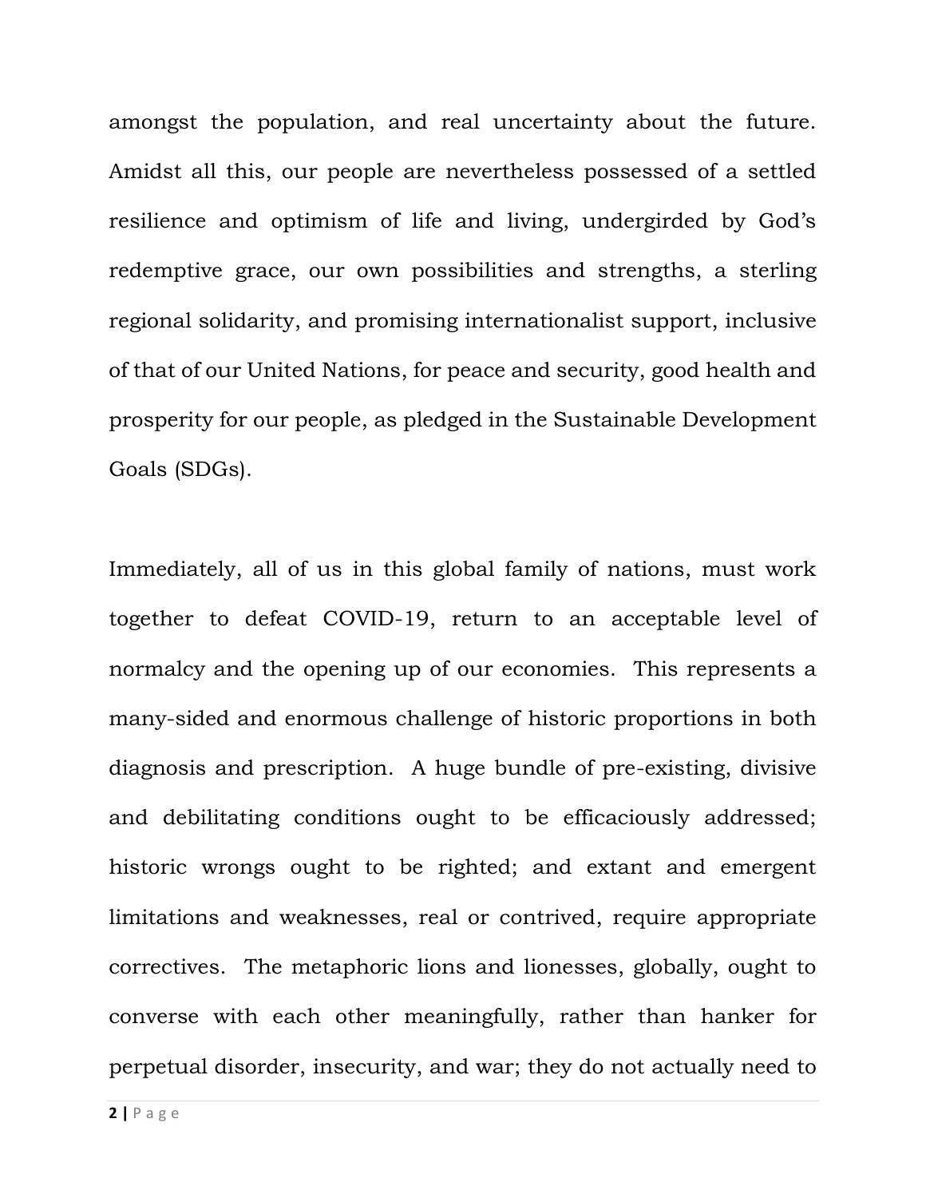amongst the population, and real uncertainty about the future. Amidst all this, our people are nevertheless possessed of a settled resilience and optimism of life and living, undergirded by God's redemptive grace, our own possibilities and strengths, a sterling regional solidarity, and promising internationalist support, inclusive of that of our United Nations, for peace and security, good health and prosperity for our people, as pledged in the Sustainable Development Goals (SDGs).

Immediately, all of us in this global family of nations, must work together to defeat COVID-19, return to an acceptable level of normalcy and the opening up of our economies. This represents a many-sided and enormous challenge of historic proportions in both diagnosis and prescription. A huge bundle of pre-existing, divisive and debilitating conditions ought to be efficaciously addressed; historic wrongs ought to be righted; and extant and emergent limitations and weaknesses, real or contrived, require appropriate correctives. The metaphoric lions and lionesses, globally, ought to converse with each other meaningfully, rather than hanker for perpetual disorder, insecurity, and war; they do not actually need to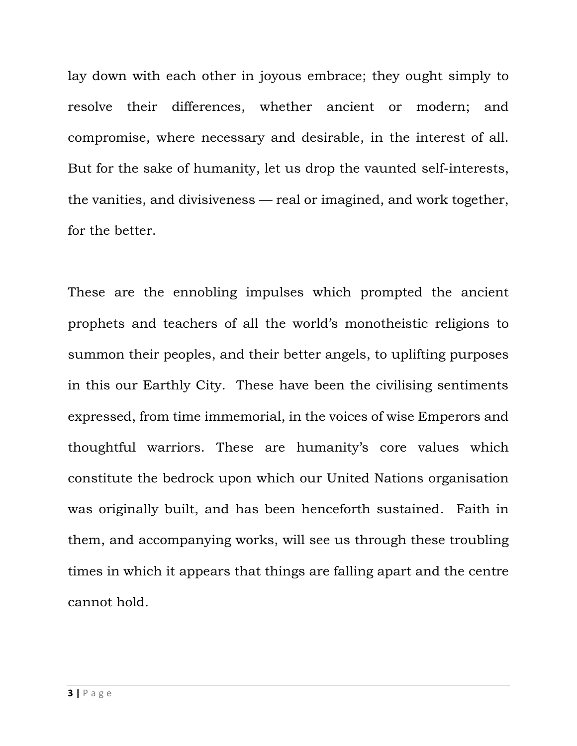lay down with each other in joyous embrace; they ought simply to resolve their differences, whether ancient or modern; and compromise, where necessary and desirable, in the interest of all. But for the sake of humanity, let us drop the vaunted self-interests, the vanities, and divisiveness — real or imagined, and work together, for the better.

These are the ennobling impulses which prompted the ancient prophets and teachers of all the world's monotheistic religions to summon their peoples, and their better angels, to uplifting purposes in this our Earthly City. These have been the civilising sentiments expressed, from time immemorial, in the voices of wise Emperors and thoughtful warriors. These are humanity's core values which constitute the bedrock upon which our United Nations organisation was originally built, and has been henceforth sustained. Faith in them, and accompanying works, will see us through these troubling times in which it appears that things are falling apart and the centre cannot hold.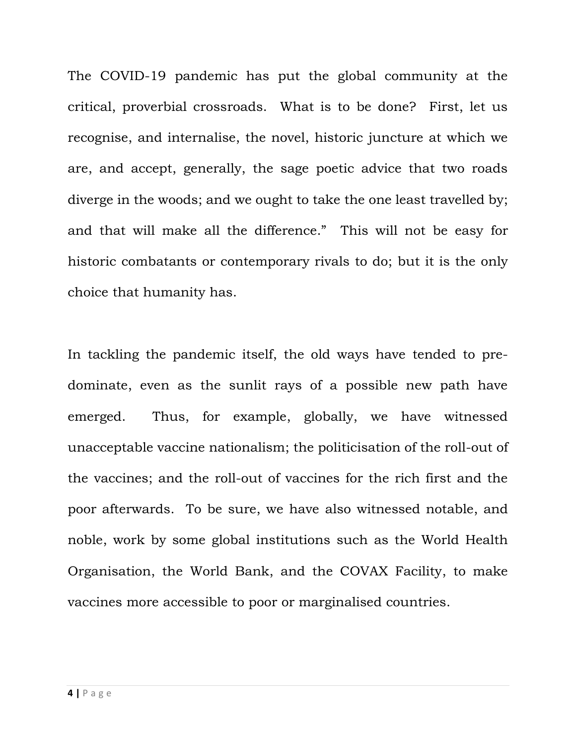The COVID-19 pandemic has put the global community at the critical, proverbial crossroads. What is to be done? First, let us recognise, and internalise, the novel, historic juncture at which we are, and accept, generally, the sage poetic advice that two roads diverge in the woods; and we ought to take the one least travelled by; and that will make all the difference." This will not be easy for historic combatants or contemporary rivals to do; but it is the only choice that humanity has.

In tackling the pandemic itself, the old ways have tended to pre-dominate, even as the sunlit rays of a possible new path have emerged. Thus, for example, globally, we have witnessed unacceptable vaccine nationalism; the politicisation of the roll-out of the vaccines; and the roll-out of vaccines for the rich first and the poor afterwards. To be sure, we have also witnessed notable, and noble, work by some global institutions such as the World Health Organisation, the World Bank, and the COVAX Facility, to make vaccines more accessible to poor or marginalised countries.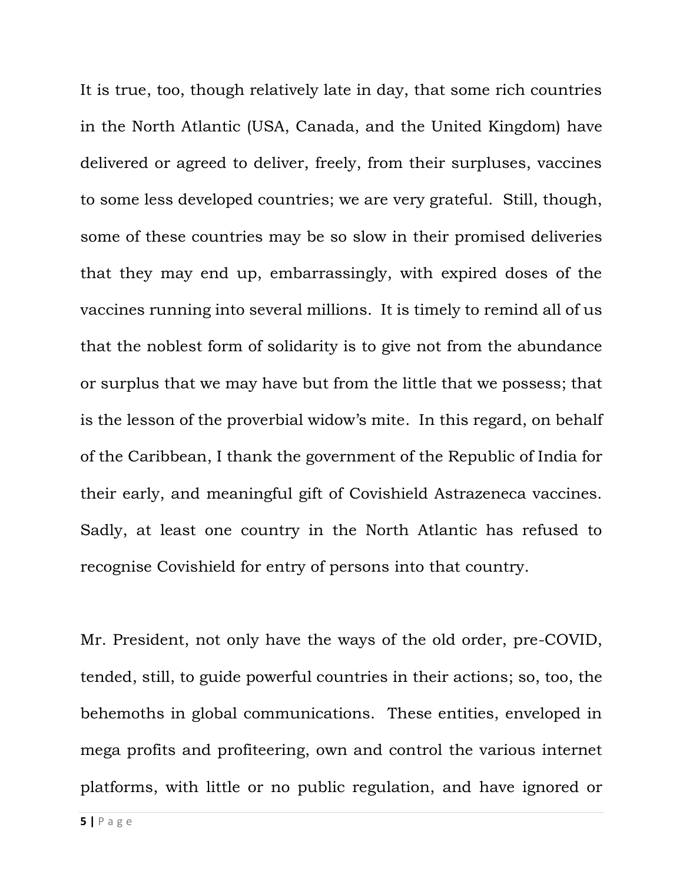It is true, too, though relatively late in day, that some rich countries in the North Atlantic (USA, Canada, and the United Kingdom) have delivered or agreed to deliver, freely, from their surpluses, vaccines to some less developed countries; we are very grateful. Still, though, some of these countries may be so slow in their promised deliveries that they may end up, embarrassingly, with expired doses of the vaccines running into several millions. It is timely to remind all of us that the noblest form of solidarity is to give not from the abundance or surplus that we may have but from the little that we possess; that is the lesson of the proverbial widow's mite. In this regard, on behalf of the Caribbean, I thank the government of the Republic of India for their early, and meaningful gift of Covishield Astrazeneca vaccines. Sadly, at least one country in the North Atlantic has refused to recognise Covishield for entry of persons into that country.

Mr. President, not only have the ways of the old order, pre-COVID, tended, still, to guide powerful countries in their actions; so, too, the behemoths in global communications. These entities, enveloped in mega profits and profiteering, own and control the various internet platforms, with little or no public regulation, and have ignored or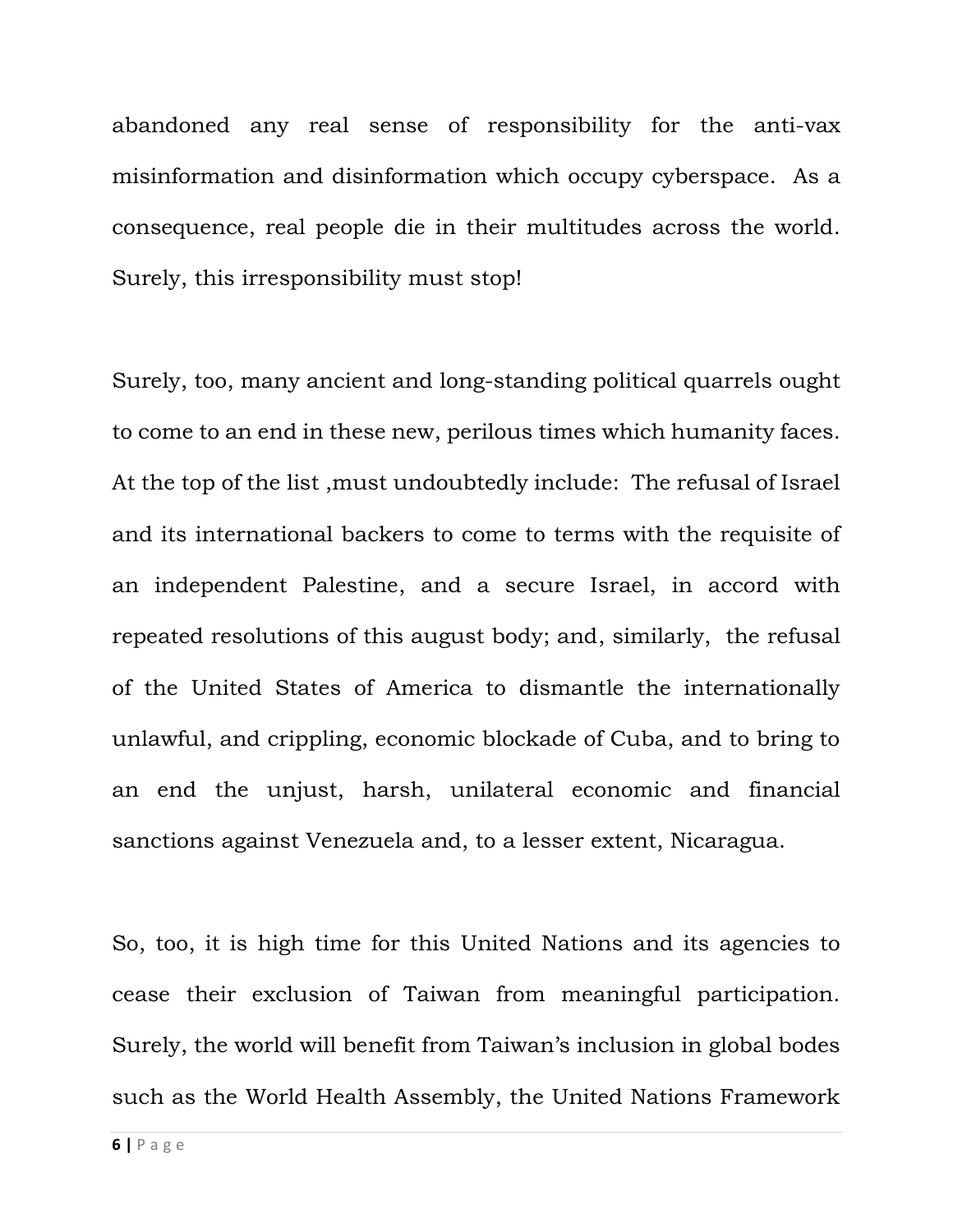abandoned any real sense of responsibility for the anti-vax misinformation and disinformation which occupy cyberspace. As a consequence, real people die in their multitudes across the world. Surely, this irresponsibility must stop!

Surely, too, many ancient and long-standing political quarrels ought to come to an end in these new, perilous times which humanity faces. At the top of the list ,must undoubtedly include: The refusal of Israel and its international backers to come to terms with the requisite of an independent Palestine, and a secure Israel, in accord with repeated resolutions of this august body; and, similarly, the refusal of the United States of America to dismantle the internationally unlawful, and crippling, economic blockade of Cuba, and to bring to an end the unjust, harsh, unilateral economic and financial sanctions against Venezuela and, to a lesser extent, Nicaragua.

So, too, it is high time for this United Nations and its agencies to cease their exclusion of Taiwan from meaningful participation. Surely, the world will benefit from Taiwan's inclusion in global bodes such as the World Health Assembly, the United Nations Framework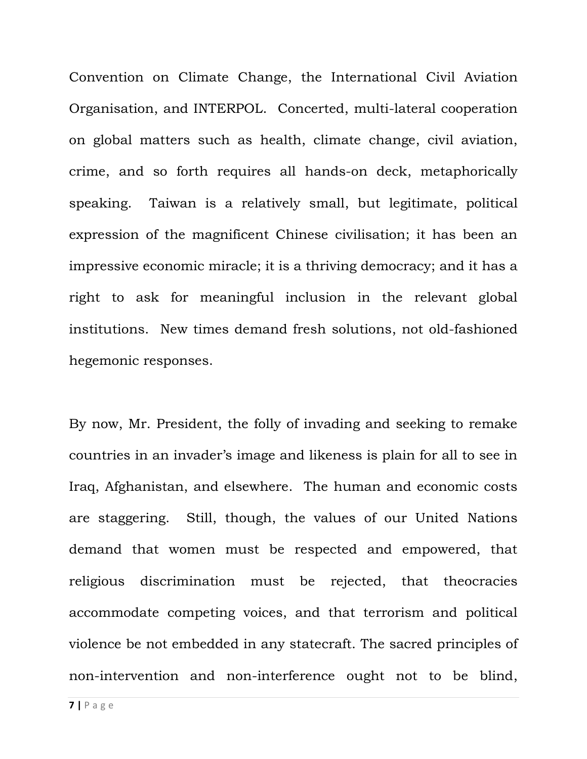Convention on Climate Change, the International Civil Aviation Organisation, and INTERPOL. Concerted, multi-lateral cooperation on global matters such as health, climate change, civil aviation, crime, and so forth requires all hands-on deck, metaphorically speaking. Taiwan is a relatively small, but legitimate, political expression of the magnificent Chinese civilisation; it has been an impressive economic miracle; it is a thriving democracy; and it has a right to ask for meaningful inclusion in the relevant global institutions. New times demand fresh solutions, not old-fashioned hegemonic responses.

By now, Mr. President, the folly of invading and seeking to remake countries in an invader's image and likeness is plain for all to see in Iraq, Afghanistan, and elsewhere. The human and economic costs are staggering. Still, though, the values of our United Nations demand that women must be respected and empowered, that religious discrimination must be rejected, that theocracies accommodate competing voices, and that terrorism and political violence be not embedded in any statecraft. The sacred principles of non-intervention and non-interference ought not to be blind,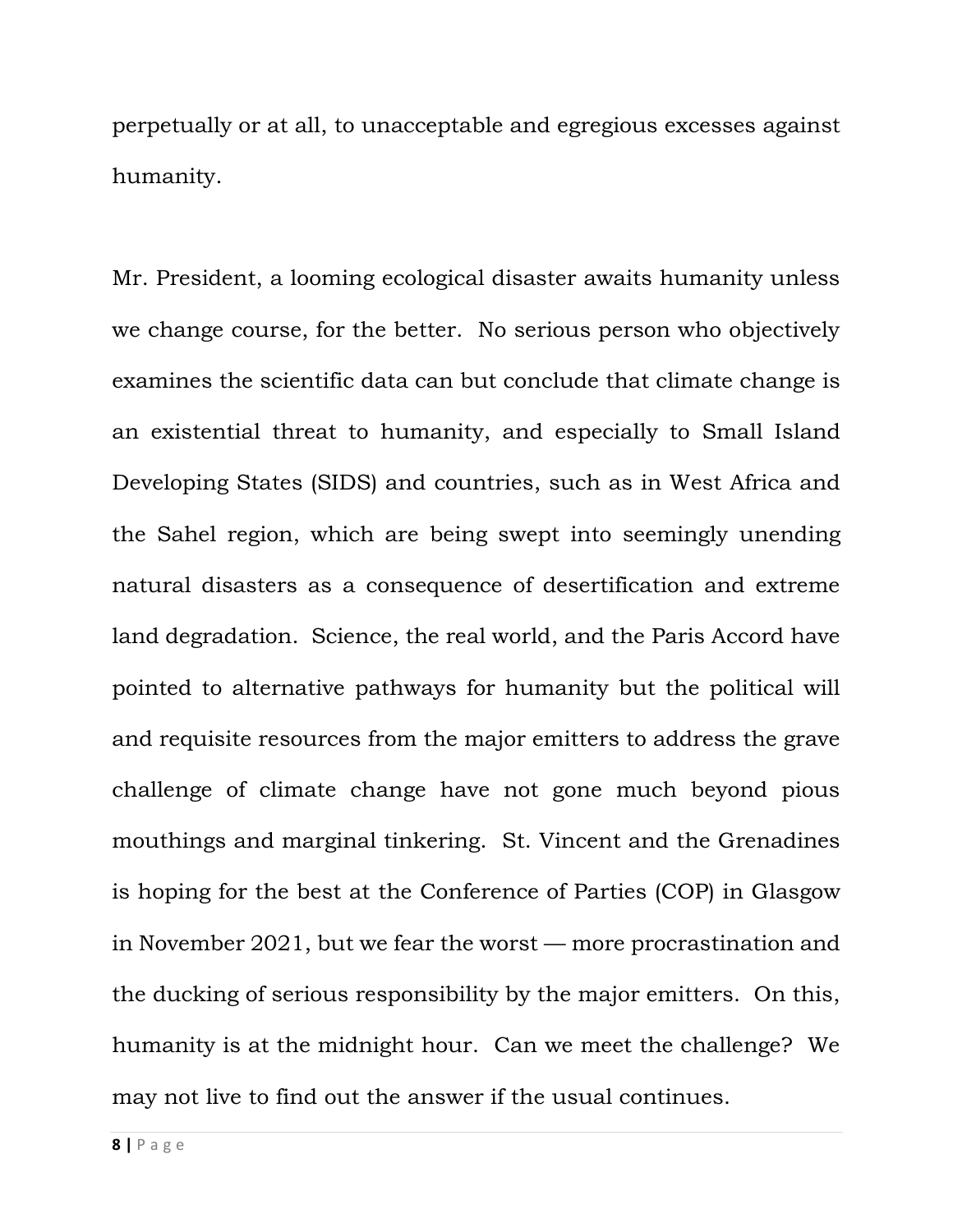perpetually or at all, to unacceptable and egregious excesses against humanity.

Mr. President, a looming ecological disaster awaits humanity unless we change course, for the better. No serious person who objectively examines the scientific data can but conclude that climate change is an existential threat to humanity, and especially to Small Island Developing States (SIDS) and countries, such as in West Africa and the Sahel region, which are being swept into seemingly unending natural disasters as a consequence of desertification and extreme land degradation. Science, the real world, and the Paris Accord have pointed to alternative pathways for humanity but the political will and requisite resources from the major emitters to address the grave challenge of climate change have not gone much beyond pious mouthings and marginal tinkering. St. Vincent and the Grenadines is hoping for the best at the Conference of Parties (COP) in Glasgow in November 2021, but we fear the worst — more procrastination and the ducking of serious responsibility by the major emitters. On this, humanity is at the midnight hour. Can we meet the challenge? We may not live to find out the answer if the usual continues.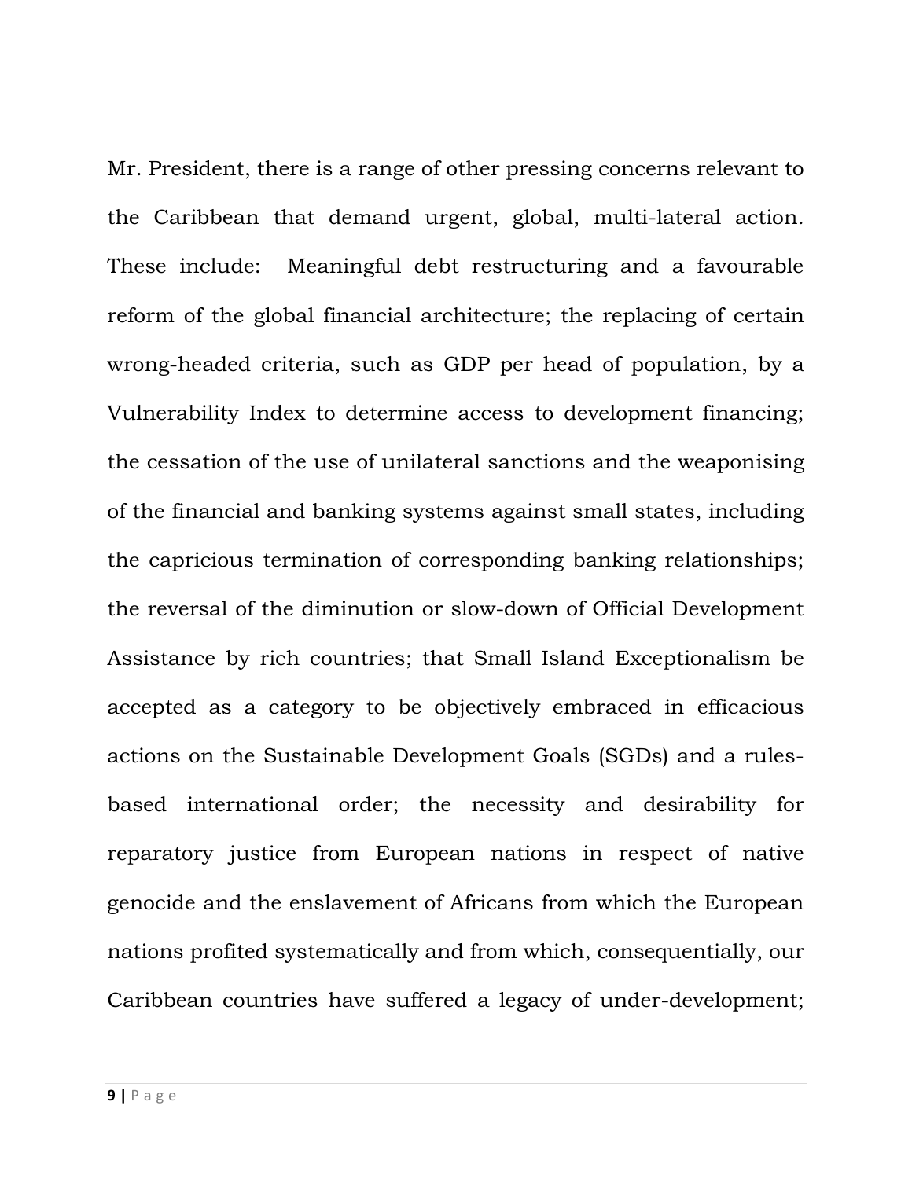Mr. President, there is a range of other pressing concerns relevant to the Caribbean that demand urgent, global, multi-lateral action. These include: Meaningful debt restructuring and a favourable reform of the global financial architecture; the replacing of certain wrong-headed criteria, such as GDP per head of population, by a Vulnerability Index to determine access to development financing; the cessation of the use of unilateral sanctions and the weaponising of the financial and banking systems against small states, including the capricious termination of corresponding banking relationships; the reversal of the diminution or slow-down of Official Development Assistance by rich countries; that Small Island Exceptionalism be accepted as a category to be objectively embraced in efficacious actions on the Sustainable Development Goals (SGDs) and a rules-based international order; the necessity and desirability for reparatory justice from European nations in respect of native genocide and the enslavement of Africans from which the European nations profited systematically and from which, consequentially, our Caribbean countries have suffered a legacy of under-development;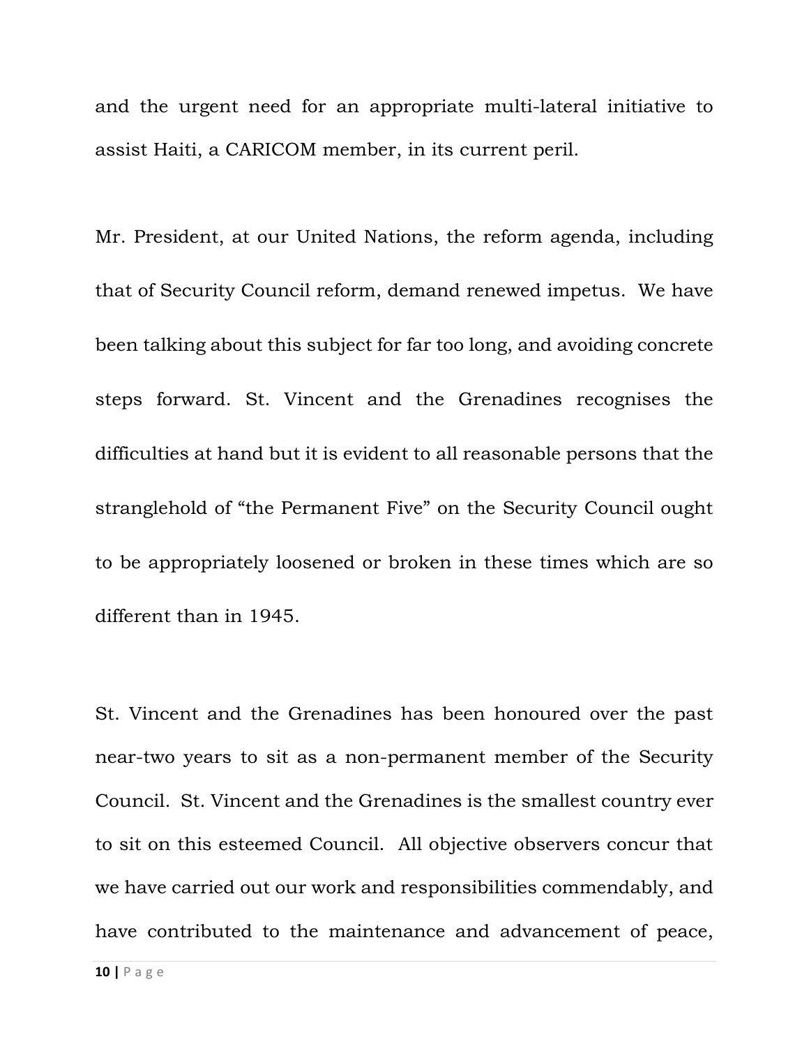and the urgent need for an appropriate multi-lateral initiative to assist Haiti, a CARICOM member, in its current peril.

Mr. President, at our United Nations, the reform agenda, including that of Security Council reform, demand renewed impetus. We have been talking about this subject for far too long, and avoiding concrete steps forward. St. Vincent and the Grenadines recognises the difficulties at hand but it is evident to all reasonable persons that the stranglehold of "the Permanent Five" on the Security Council ought to be appropriately loosened or broken in these times which are so different than in 1945.

St. Vincent and the Grenadines has been honoured over the past near-two years to sit as a non-permanent member of the Security Council. St. Vincent and the Grenadines is the smallest country ever to sit on this esteemed Council. All objective observers concur that we have carried out our work and responsibilities commendably, and have contributed to the maintenance and advancement of peace,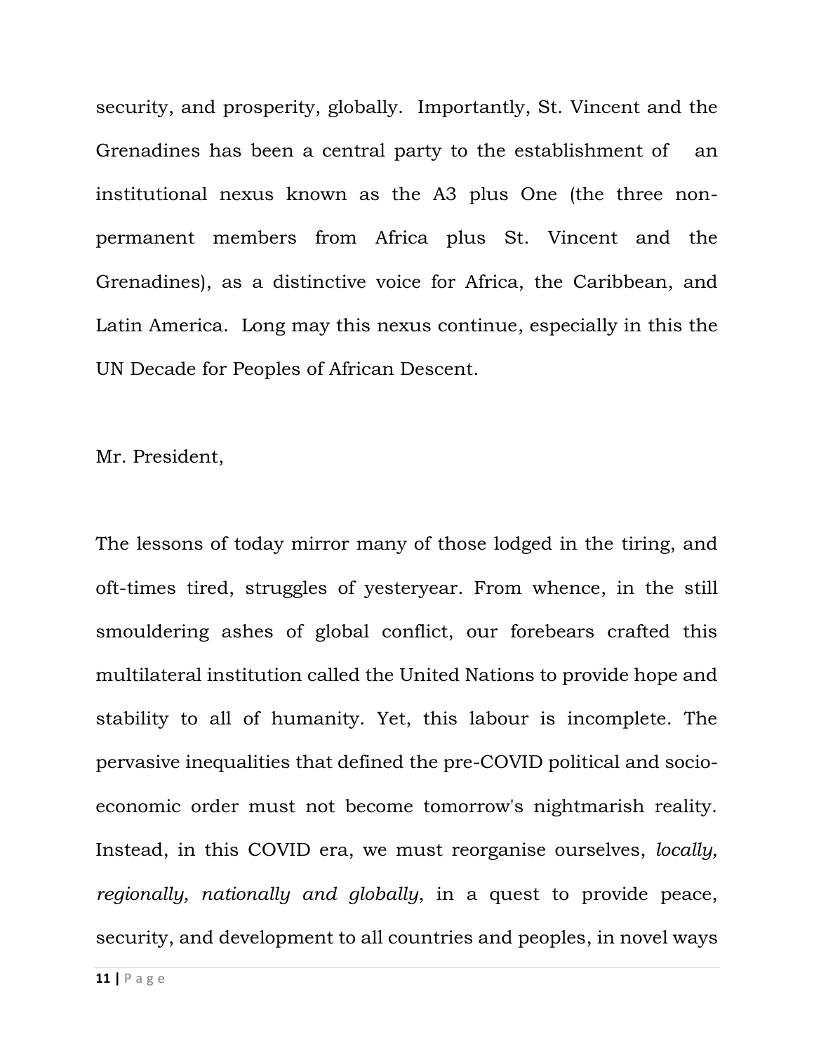security, and prosperity, globally. Importantly, St. Vincent and the Grenadines has been a central party to the establishment of an institutional nexus known as the A3 plus One (the three non-permanent members from Africa plus St. Vincent and the Grenadines), as a distinctive voice for Africa, the Caribbean, and Latin America. Long may this nexus continue, especially in this the UN Decade for Peoples of African Descent.

Mr. President,

The lessons of today mirror many of those lodged in the tiring, and oft-times tired, struggles of yesteryear. From whence, in the still smouldering ashes of global conflict, our forebears crafted this multilateral institution called the United Nations to provide hope and stability to all of humanity. Yet, this labour is incomplete. The pervasive inequalities that defined the pre-COVID political and socio-economic order must not become tomorrow's nightmarish reality. Instead, in this COVID era, we must reorganise ourselves, *locally, regionally, nationally and globally*, in a quest to provide peace, security, and development to all countries and peoples, in novel ways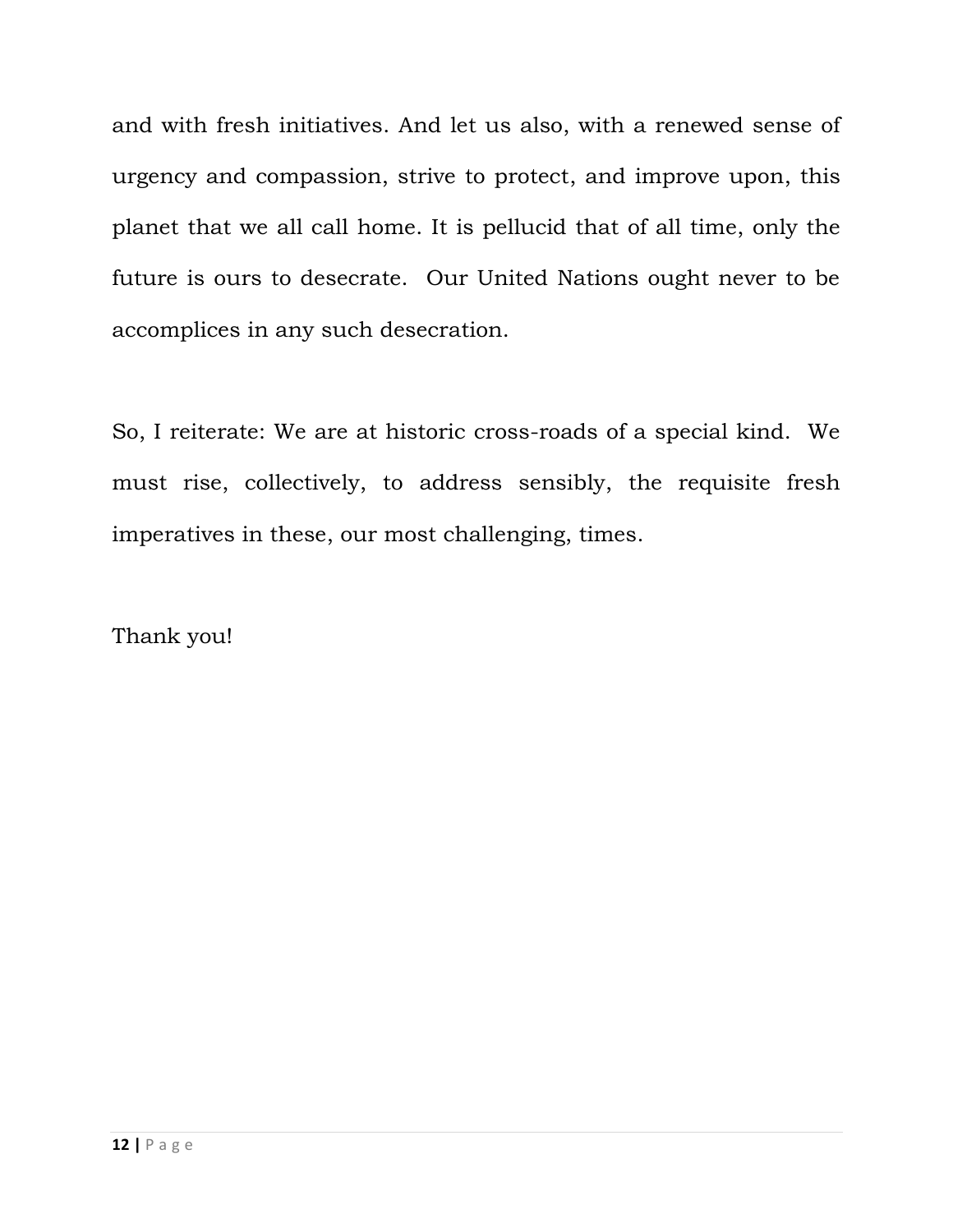and with fresh initiatives. And let us also, with a renewed sense of urgency and compassion, strive to protect, and improve upon, this planet that we all call home. It is pellucid that of all time, only the future is ours to desecrate.  Our United Nations ought never to be accomplices in any such desecration.

So, I reiterate: We are at historic cross-roads of a special kind.  We must rise, collectively, to address sensibly, the requisite fresh imperatives in these, our most challenging, times.

Thank you!